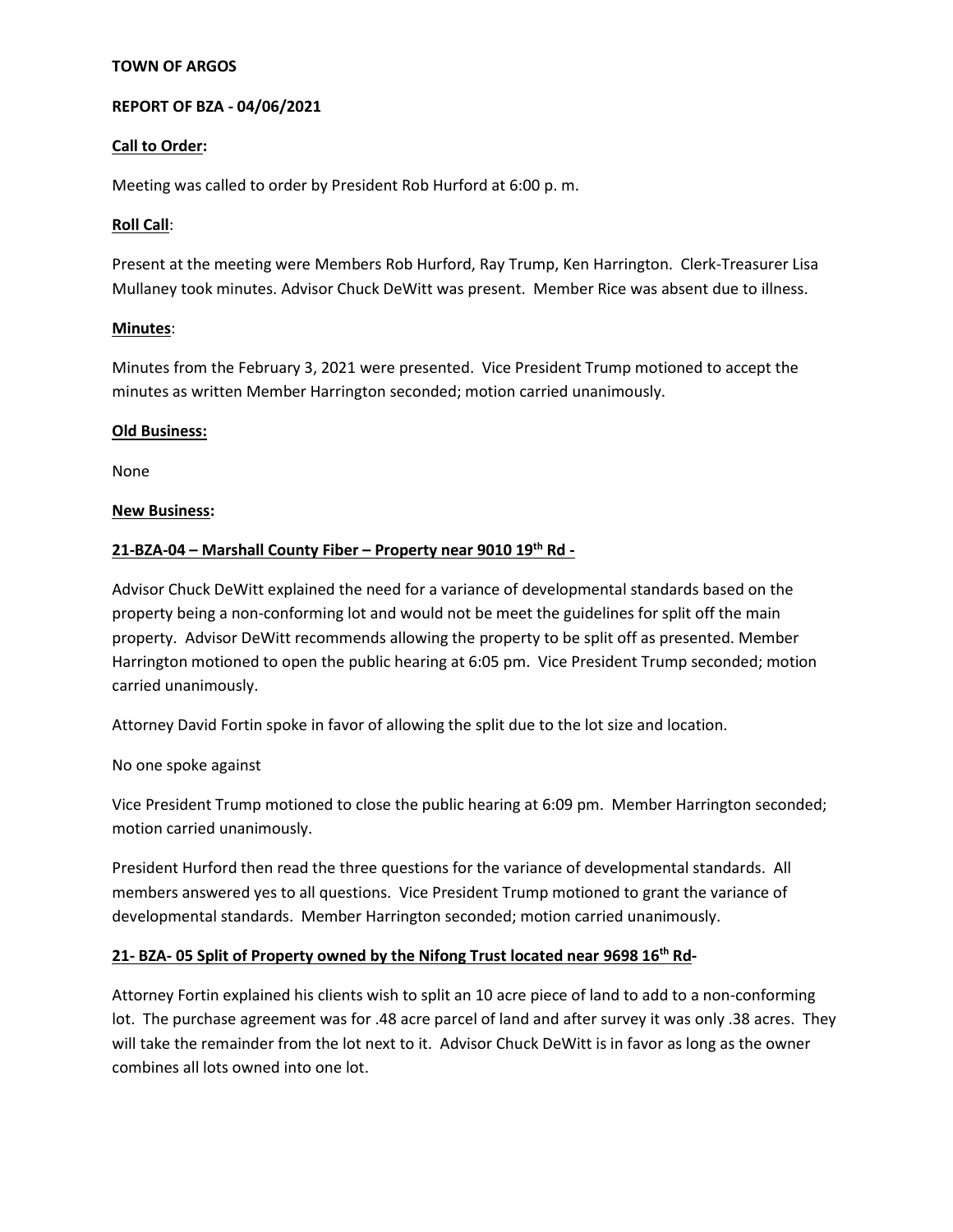**TOWN OF ARGOS**

**REPORT OF BZA - 04/06/2021**

**Call to Order:**

Meeting was called to order by President Rob Hurford at 6:00 p. m.

**Roll Call**:

Present at the meeting were Members Rob Hurford, Ray Trump, Ken Harrington. Clerk-Treasurer Lisa Mullaney took minutes. Advisor Chuck DeWitt was present. Member Rice was absent due to illness.

**Minutes**:

Minutes from the February 3, 2021 were presented. Vice President Trump motioned to accept the minutes as written Member Harrington seconded; motion carried unanimously.

**Old Business:**

None

**New Business:**

**21-BZA-04 – Marshall County Fiber – Property near 9010 19th Rd -**

Advisor Chuck DeWitt explained the need for a variance of developmental standards based on the property being a non-conforming lot and would not be meet the guidelines for split off the main property. Advisor DeWitt recommends allowing the property to be split off as presented. Member Harrington motioned to open the public hearing at 6:05 pm. Vice President Trump seconded; motion carried unanimously.

Attorney David Fortin spoke in favor of allowing the split due to the lot size and location.

No one spoke against

Vice President Trump motioned to close the public hearing at 6:09 pm. Member Harrington seconded; motion carried unanimously.

President Hurford then read the three questions for the variance of developmental standards. All members answered yes to all questions. Vice President Trump motioned to grant the variance of developmental standards. Member Harrington seconded; motion carried unanimously.

**21- BZA- 05 Split of Property owned by the Nifong Trust located near 9698 16th Rd-**

Attorney Fortin explained his clients wish to split an 10 acre piece of land to add to a non-conforming lot. The purchase agreement was for .48 acre parcel of land and after survey it was only .38 acres. They will take the remainder from the lot next to it. Advisor Chuck DeWitt is in favor as long as the owner combines all lots owned into one lot.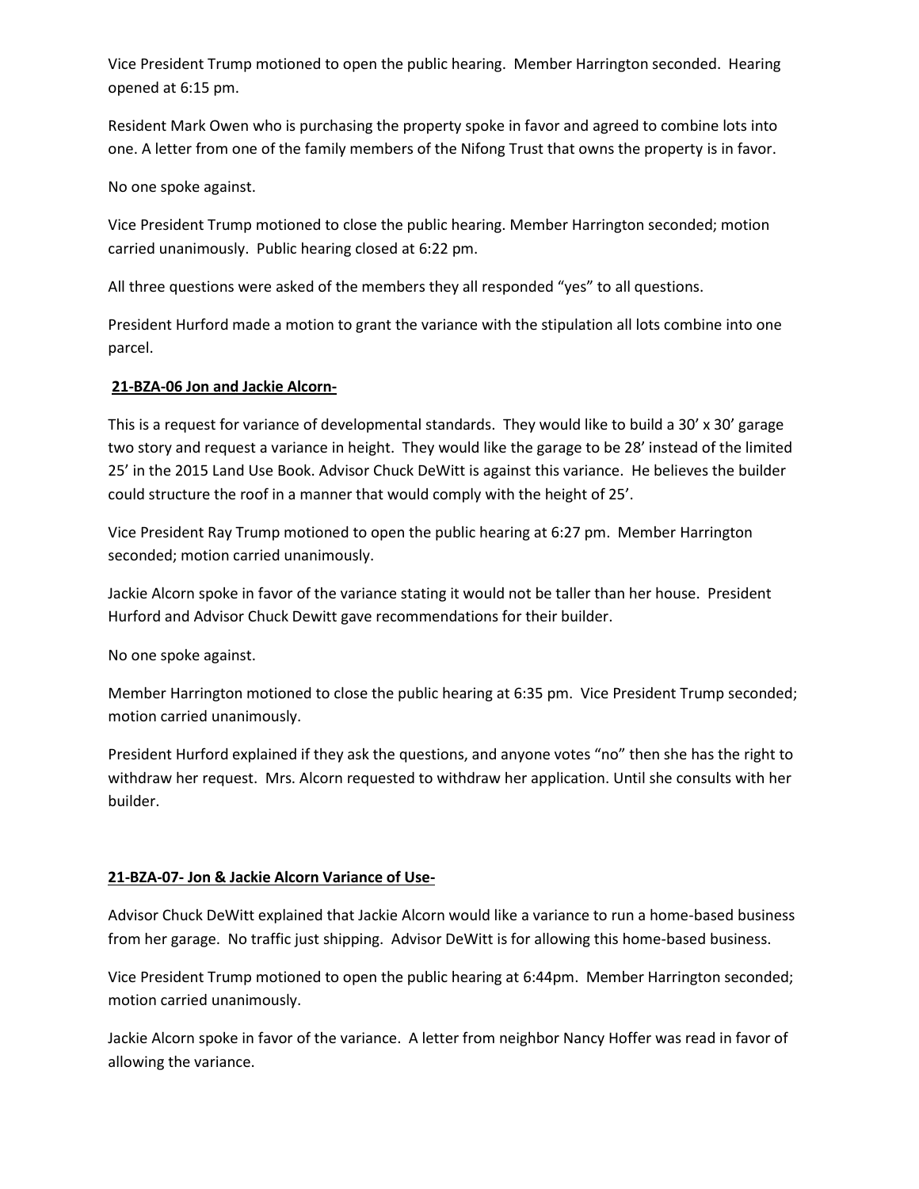Vice President Trump motioned to open the public hearing. Member Harrington seconded. Hearing opened at 6:15 pm.

Resident Mark Owen who is purchasing the property spoke in favor and agreed to combine lots into one. A letter from one of the family members of the Nifong Trust that owns the property is in favor.

No one spoke against.

Vice President Trump motioned to close the public hearing. Member Harrington seconded; motion carried unanimously. Public hearing closed at 6:22 pm.

All three questions were asked of the members they all responded "yes" to all questions.

President Hurford made a motion to grant the variance with the stipulation all lots combine into one parcel.

**21-BZA-06 Jon and Jackie Alcorn-**

This is a request for variance of developmental standards. They would like to build a 30' x 30' garage two story and request a variance in height. They would like the garage to be 28' instead of the limited 25' in the 2015 Land Use Book. Advisor Chuck DeWitt is against this variance. He believes the builder could structure the roof in a manner that would comply with the height of 25'.

Vice President Ray Trump motioned to open the public hearing at 6:27 pm. Member Harrington seconded; motion carried unanimously.

Jackie Alcorn spoke in favor of the variance stating it would not be taller than her house. President Hurford and Advisor Chuck Dewitt gave recommendations for their builder.

No one spoke against.

Member Harrington motioned to close the public hearing at 6:35 pm. Vice President Trump seconded; motion carried unanimously.

President Hurford explained if they ask the questions, and anyone votes "no" then she has the right to withdraw her request. Mrs. Alcorn requested to withdraw her application. Until she consults with her builder.

**21-BZA-07- Jon & Jackie Alcorn Variance of Use-**

Advisor Chuck DeWitt explained that Jackie Alcorn would like a variance to run a home-based business from her garage. No traffic just shipping. Advisor DeWitt is for allowing this home-based business.

Vice President Trump motioned to open the public hearing at 6:44pm. Member Harrington seconded; motion carried unanimously.

Jackie Alcorn spoke in favor of the variance. A letter from neighbor Nancy Hoffer was read in favor of allowing the variance.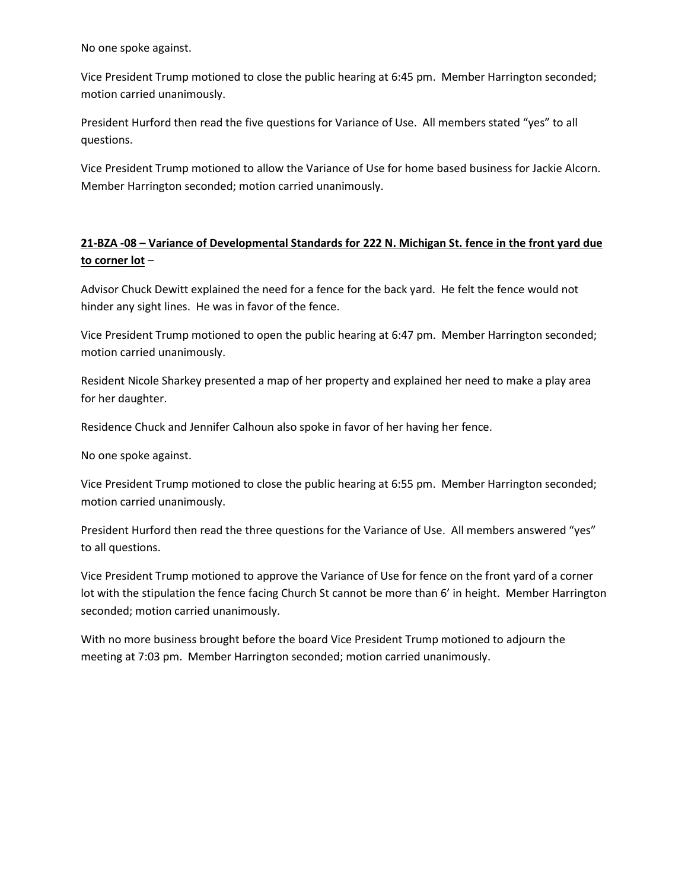No one spoke against.

Vice President Trump motioned to close the public hearing at 6:45 pm. Member Harrington seconded; motion carried unanimously.

President Hurford then read the five questions for Variance of Use. All members stated "yes" to all questions.

Vice President Trump motioned to allow the Variance of Use for home based business for Jackie Alcorn. Member Harrington seconded; motion carried unanimously.

**<u>21-BZA -08 – Variance of Developmental Standards for 222 N. Michigan St. fence in the front yard due to corner lot</u>** –

Advisor Chuck Dewitt explained the need for a fence for the back yard. He felt the fence would not hinder any sight lines. He was in favor of the fence.

Vice President Trump motioned to open the public hearing at 6:47 pm. Member Harrington seconded; motion carried unanimously.

Resident Nicole Sharkey presented a map of her property and explained her need to make a play area for her daughter.

Residence Chuck and Jennifer Calhoun also spoke in favor of her having her fence.

No one spoke against.

Vice President Trump motioned to close the public hearing at 6:55 pm. Member Harrington seconded; motion carried unanimously.

President Hurford then read the three questions for the Variance of Use. All members answered "yes" to all questions.

Vice President Trump motioned to approve the Variance of Use for fence on the front yard of a corner lot with the stipulation the fence facing Church St cannot be more than 6' in height. Member Harrington seconded; motion carried unanimously.

With no more business brought before the board Vice President Trump motioned to adjourn the meeting at 7:03 pm. Member Harrington seconded; motion carried unanimously.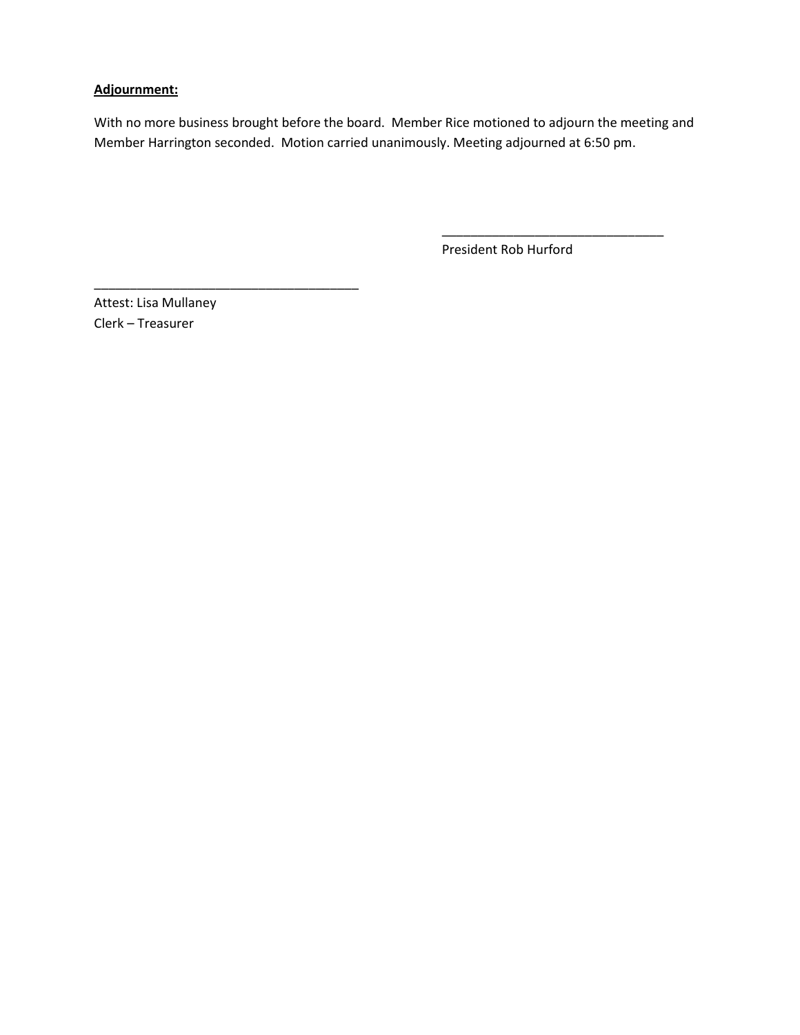**Adjournment:**

With no more business brought before the board. Member Rice motioned to adjourn the meeting and Member Harrington seconded. Motion carried unanimously. Meeting adjourned at 6:50 pm.

\_\_\_\_\_\_\_\_\_\_\_\_\_\_\_\_\_\_\_\_\_\_\_\_\_\_\_\_\_\_\_\_

President Rob Hurford

\_\_\_\_\_\_\_\_\_\_\_\_\_\_\_\_\_\_\_\_\_\_\_\_\_\_\_\_\_\_\_\_\_\_\_\_\_\_

Attest: Lisa Mullaney
Clerk – Treasurer